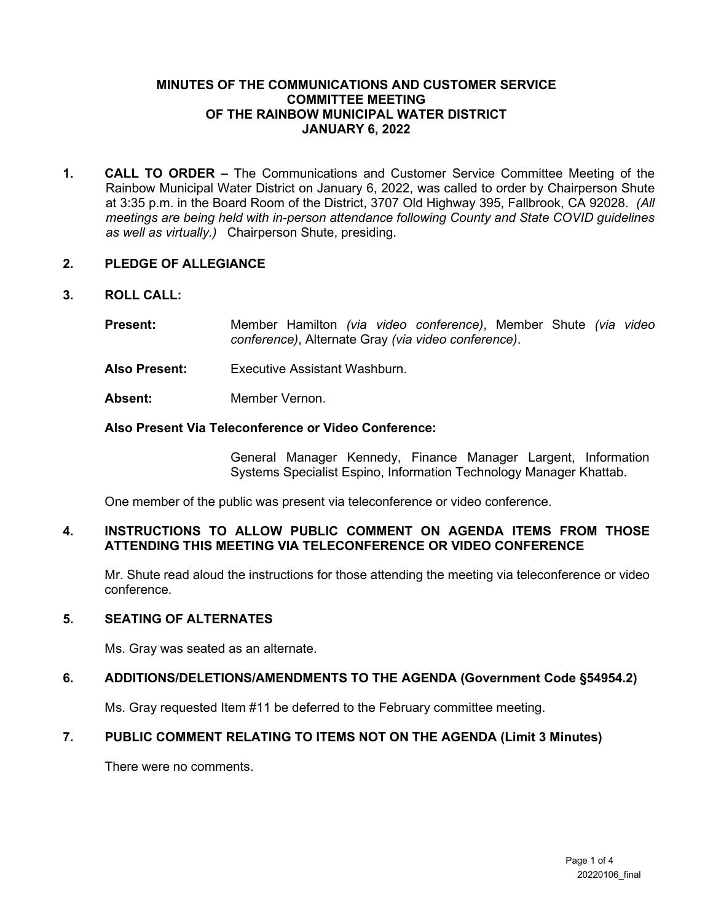# MINUTES OF THE COMMUNICATIONS AND CUSTOMER SERVICE COMMITTEE MEETING OF THE RAINBOW MUNICIPAL WATER DISTRICT JANUARY 6, 2022

**1. CALL TO ORDER –** The Communications and Customer Service Committee Meeting of the Rainbow Municipal Water District on January 6, 2022, was called to order by Chairperson Shute at 3:35 p.m. in the Board Room of the District, 3707 Old Highway 395, Fallbrook, CA 92028. *(All meetings are being held with in-person attendance following County and State COVID guidelines as well as virtually.)* Chairperson Shute, presiding.

**2. PLEDGE OF ALLEGIANCE**

**3. ROLL CALL:**

**Present:** Member Hamilton *(via video conference)*, Member Shute *(via video conference)*, Alternate Gray *(via video conference)*.

**Also Present:** Executive Assistant Washburn.

**Absent:** Member Vernon.

**Also Present Via Teleconference or Video Conference:**

General Manager Kennedy, Finance Manager Largent, Information Systems Specialist Espino, Information Technology Manager Khattab.

One member of the public was present via teleconference or video conference.

**4. INSTRUCTIONS TO ALLOW PUBLIC COMMENT ON AGENDA ITEMS FROM THOSE ATTENDING THIS MEETING VIA TELECONFERENCE OR VIDEO CONFERENCE**

Mr. Shute read aloud the instructions for those attending the meeting via teleconference or video conference.

**5. SEATING OF ALTERNATES**

Ms. Gray was seated as an alternate.

**6. ADDITIONS/DELETIONS/AMENDMENTS TO THE AGENDA (Government Code §54954.2)**

Ms. Gray requested Item #11 be deferred to the February committee meeting.

**7. PUBLIC COMMENT RELATING TO ITEMS NOT ON THE AGENDA (Limit 3 Minutes)**

There were no comments.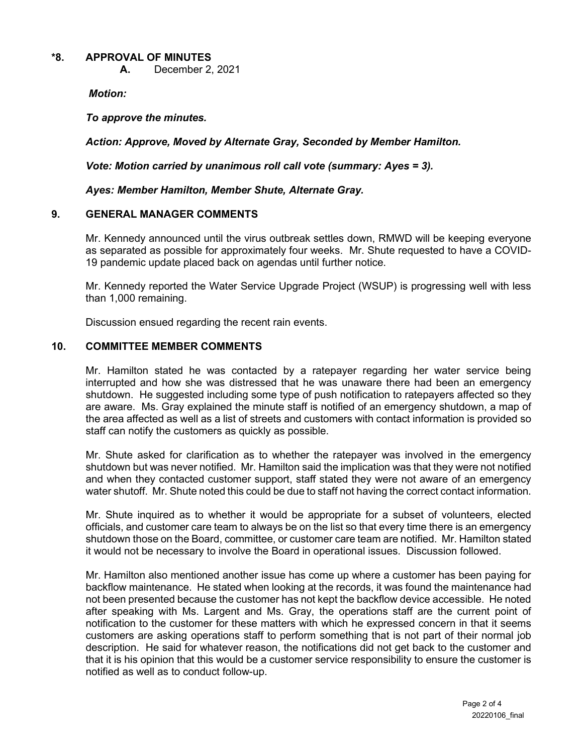## *8. APPROVAL OF MINUTES

**A.** December 2, 2021

***Motion:***

***To approve the minutes.***

***Action: Approve, Moved by Alternate Gray, Seconded by Member Hamilton.***

***Vote: Motion carried by unanimous roll call vote (summary: Ayes = 3).***

***Ayes: Member Hamilton, Member Shute, Alternate Gray.***

## 9. GENERAL MANAGER COMMENTS

Mr. Kennedy announced until the virus outbreak settles down, RMWD will be keeping everyone as separated as possible for approximately four weeks. Mr. Shute requested to have a COVID-19 pandemic update placed back on agendas until further notice.

Mr. Kennedy reported the Water Service Upgrade Project (WSUP) is progressing well with less than 1,000 remaining.

Discussion ensued regarding the recent rain events.

## 10. COMMITTEE MEMBER COMMENTS

Mr. Hamilton stated he was contacted by a ratepayer regarding her water service being interrupted and how she was distressed that he was unaware there had been an emergency shutdown. He suggested including some type of push notification to ratepayers affected so they are aware. Ms. Gray explained the minute staff is notified of an emergency shutdown, a map of the area affected as well as a list of streets and customers with contact information is provided so staff can notify the customers as quickly as possible.

Mr. Shute asked for clarification as to whether the ratepayer was involved in the emergency shutdown but was never notified. Mr. Hamilton said the implication was that they were not notified and when they contacted customer support, staff stated they were not aware of an emergency water shutoff. Mr. Shute noted this could be due to staff not having the correct contact information.

Mr. Shute inquired as to whether it would be appropriate for a subset of volunteers, elected officials, and customer care team to always be on the list so that every time there is an emergency shutdown those on the Board, committee, or customer care team are notified. Mr. Hamilton stated it would not be necessary to involve the Board in operational issues. Discussion followed.

Mr. Hamilton also mentioned another issue has come up where a customer has been paying for backflow maintenance. He stated when looking at the records, it was found the maintenance had not been presented because the customer has not kept the backflow device accessible. He noted after speaking with Ms. Largent and Ms. Gray, the operations staff are the current point of notification to the customer for these matters with which he expressed concern in that it seems customers are asking operations staff to perform something that is not part of their normal job description. He said for whatever reason, the notifications did not get back to the customer and that it is his opinion that this would be a customer service responsibility to ensure the customer is notified as well as to conduct follow-up.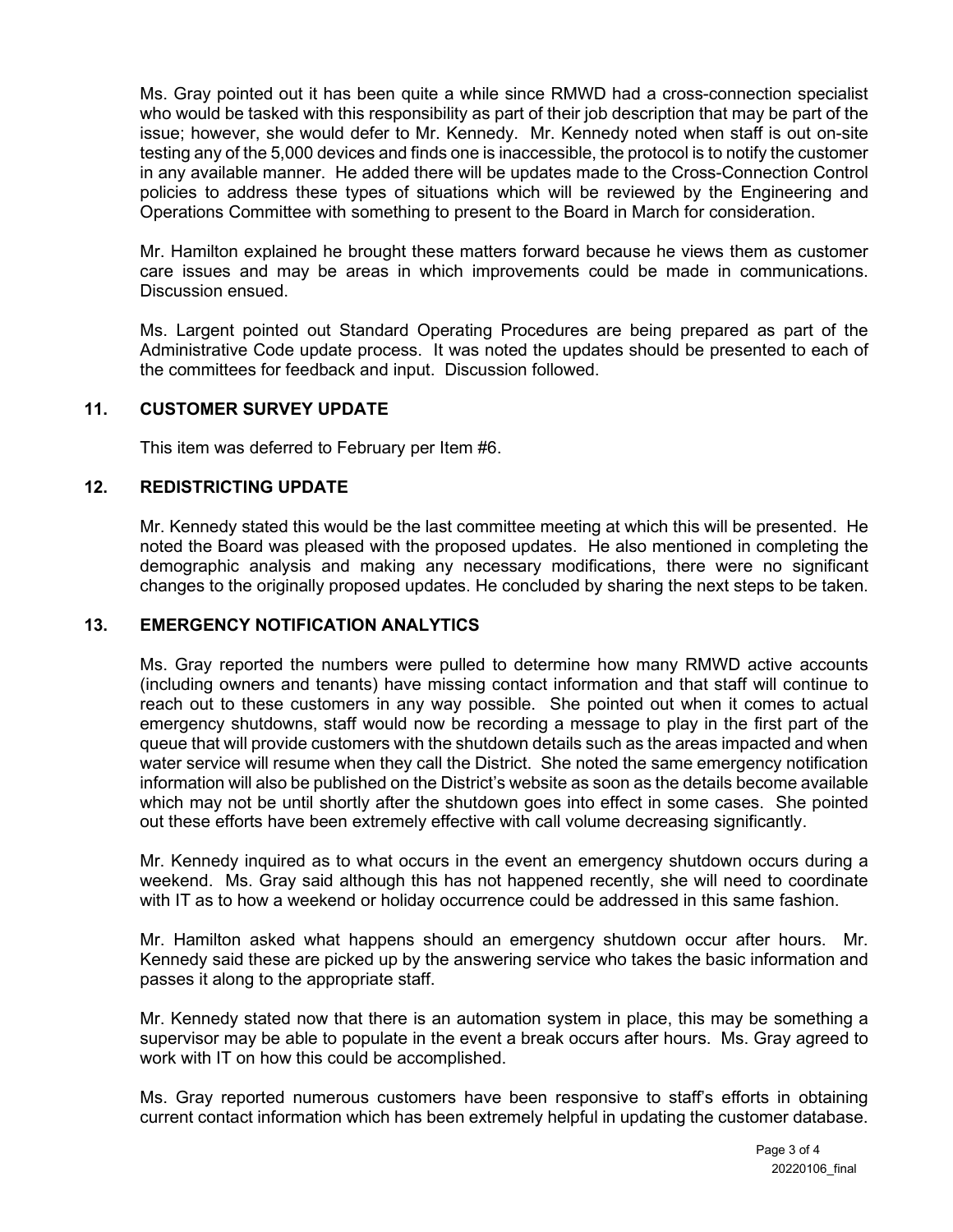Ms. Gray pointed out it has been quite a while since RMWD had a cross-connection specialist who would be tasked with this responsibility as part of their job description that may be part of the issue; however, she would defer to Mr. Kennedy. Mr. Kennedy noted when staff is out on-site testing any of the 5,000 devices and finds one is inaccessible, the protocol is to notify the customer in any available manner. He added there will be updates made to the Cross-Connection Control policies to address these types of situations which will be reviewed by the Engineering and Operations Committee with something to present to the Board in March for consideration.

Mr. Hamilton explained he brought these matters forward because he views them as customer care issues and may be areas in which improvements could be made in communications. Discussion ensued.

Ms. Largent pointed out Standard Operating Procedures are being prepared as part of the Administrative Code update process. It was noted the updates should be presented to each of the committees for feedback and input. Discussion followed.

## 11. CUSTOMER SURVEY UPDATE

This item was deferred to February per Item #6.

## 12. REDISTRICTING UPDATE

Mr. Kennedy stated this would be the last committee meeting at which this will be presented. He noted the Board was pleased with the proposed updates. He also mentioned in completing the demographic analysis and making any necessary modifications, there were no significant changes to the originally proposed updates. He concluded by sharing the next steps to be taken.

## 13. EMERGENCY NOTIFICATION ANALYTICS

Ms. Gray reported the numbers were pulled to determine how many RMWD active accounts (including owners and tenants) have missing contact information and that staff will continue to reach out to these customers in any way possible. She pointed out when it comes to actual emergency shutdowns, staff would now be recording a message to play in the first part of the queue that will provide customers with the shutdown details such as the areas impacted and when water service will resume when they call the District. She noted the same emergency notification information will also be published on the District's website as soon as the details become available which may not be until shortly after the shutdown goes into effect in some cases. She pointed out these efforts have been extremely effective with call volume decreasing significantly.

Mr. Kennedy inquired as to what occurs in the event an emergency shutdown occurs during a weekend. Ms. Gray said although this has not happened recently, she will need to coordinate with IT as to how a weekend or holiday occurrence could be addressed in this same fashion.

Mr. Hamilton asked what happens should an emergency shutdown occur after hours. Mr. Kennedy said these are picked up by the answering service who takes the basic information and passes it along to the appropriate staff.

Mr. Kennedy stated now that there is an automation system in place, this may be something a supervisor may be able to populate in the event a break occurs after hours. Ms. Gray agreed to work with IT on how this could be accomplished.

Ms. Gray reported numerous customers have been responsive to staff's efforts in obtaining current contact information which has been extremely helpful in updating the customer database.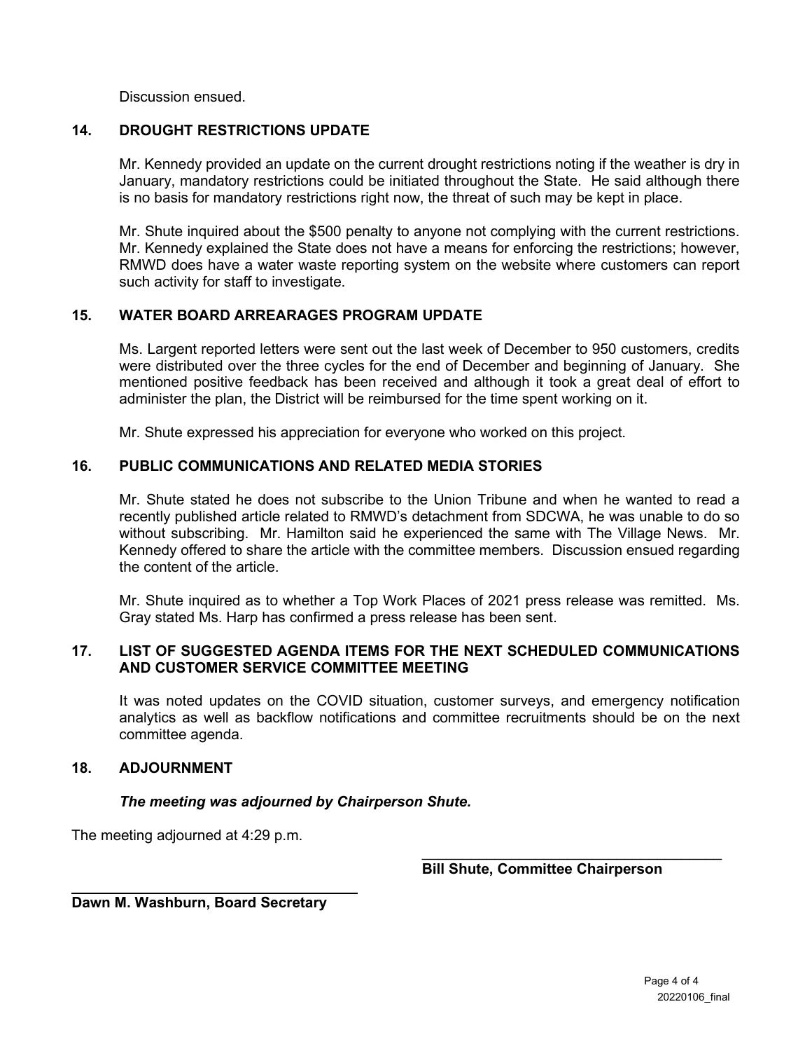Discussion ensued.

## 14. DROUGHT RESTRICTIONS UPDATE

Mr. Kennedy provided an update on the current drought restrictions noting if the weather is dry in January, mandatory restrictions could be initiated throughout the State. He said although there is no basis for mandatory restrictions right now, the threat of such may be kept in place.

Mr. Shute inquired about the $500 penalty to anyone not complying with the current restrictions. Mr. Kennedy explained the State does not have a means for enforcing the restrictions; however, RMWD does have a water waste reporting system on the website where customers can report such activity for staff to investigate.

## 15. WATER BOARD ARREARAGES PROGRAM UPDATE

Ms. Largent reported letters were sent out the last week of December to 950 customers, credits were distributed over the three cycles for the end of December and beginning of January. She mentioned positive feedback has been received and although it took a great deal of effort to administer the plan, the District will be reimbursed for the time spent working on it.

Mr. Shute expressed his appreciation for everyone who worked on this project.

## 16. PUBLIC COMMUNICATIONS AND RELATED MEDIA STORIES

Mr. Shute stated he does not subscribe to the Union Tribune and when he wanted to read a recently published article related to RMWD's detachment from SDCWA, he was unable to do so without subscribing. Mr. Hamilton said he experienced the same with The Village News. Mr. Kennedy offered to share the article with the committee members. Discussion ensued regarding the content of the article.

Mr. Shute inquired as to whether a Top Work Places of 2021 press release was remitted. Ms. Gray stated Ms. Harp has confirmed a press release has been sent.

## 17. LIST OF SUGGESTED AGENDA ITEMS FOR THE NEXT SCHEDULED COMMUNICATIONS AND CUSTOMER SERVICE COMMITTEE MEETING

It was noted updates on the COVID situation, customer surveys, and emergency notification analytics as well as backflow notifications and committee recruitments should be on the next committee agenda.

## 18. ADJOURNMENT

***The meeting was adjourned by Chairperson Shute.***

The meeting adjourned at 4:29 p.m.

\_\_\_\_\_\_\_\_\_\_\_\_\_\_\_\_\_\_\_\_\_\_\_\_\_\_\_\_\_\_\_\_\_\_\_\_\_\_\_\_
**Bill Shute, Committee Chairperson**

\_\_\_\_\_\_\_\_\_\_\_\_\_\_\_\_\_\_\_\_\_\_\_\_\_\_\_\_\_\_\_\_\_\_\_\_\_\_\_\_
**Dawn M. Washburn, Board Secretary**

20220106_final